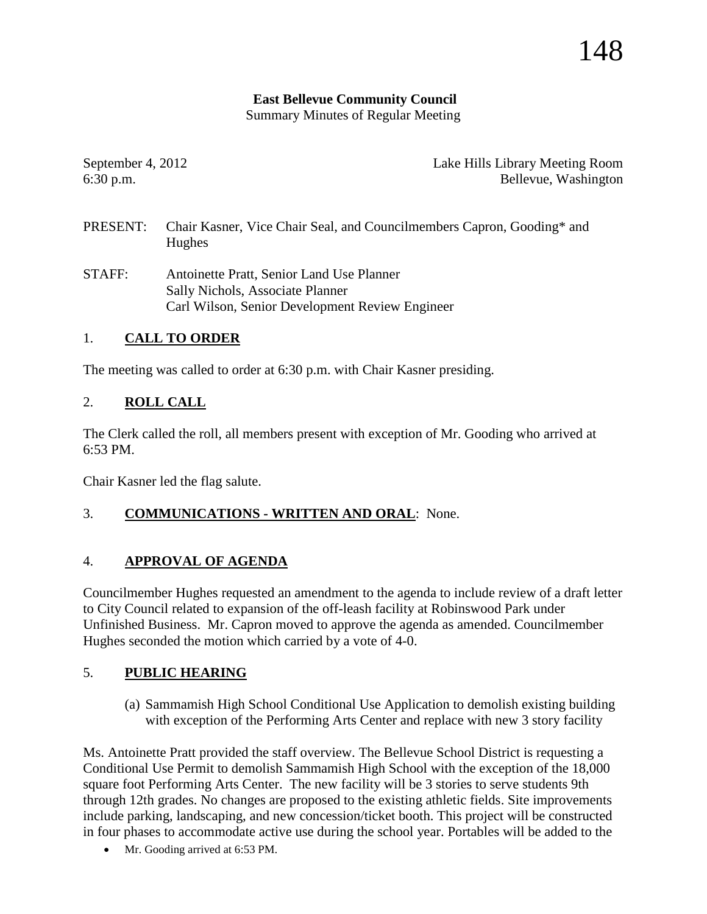**East Bellevue Community Council**
Summary Minutes of Regular Meeting

September 4, 2012
6:30 p.m.

Lake Hills Library Meeting Room
Bellevue, Washington

PRESENT: Chair Kasner, Vice Chair Seal, and Councilmembers Capron, Gooding* and Hughes

STAFF: Antoinette Pratt, Senior Land Use Planner
Sally Nichols, Associate Planner
Carl Wilson, Senior Development Review Engineer

## 1. **CALL TO ORDER**

The meeting was called to order at 6:30 p.m. with Chair Kasner presiding.

## 2. **ROLL CALL**

The Clerk called the roll, all members present with exception of Mr. Gooding who arrived at 6:53 PM.

Chair Kasner led the flag salute.

## 3. **COMMUNICATIONS - WRITTEN AND ORAL**: None.

## 4. **APPROVAL OF AGENDA**

Councilmember Hughes requested an amendment to the agenda to include review of a draft letter to City Council related to expansion of the off-leash facility at Robinswood Park under Unfinished Business. Mr. Capron moved to approve the agenda as amended. Councilmember Hughes seconded the motion which carried by a vote of 4-0.

## 5. **PUBLIC HEARING**

(a) Sammamish High School Conditional Use Application to demolish existing building with exception of the Performing Arts Center and replace with new 3 story facility

Ms. Antoinette Pratt provided the staff overview. The Bellevue School District is requesting a Conditional Use Permit to demolish Sammamish High School with the exception of the 18,000 square foot Performing Arts Center. The new facility will be 3 stories to serve students 9th through 12th grades. No changes are proposed to the existing athletic fields. Site improvements include parking, landscaping, and new concession/ticket booth. This project will be constructed in four phases to accommodate active use during the school year. Portables will be added to the

- Mr. Gooding arrived at 6:53 PM.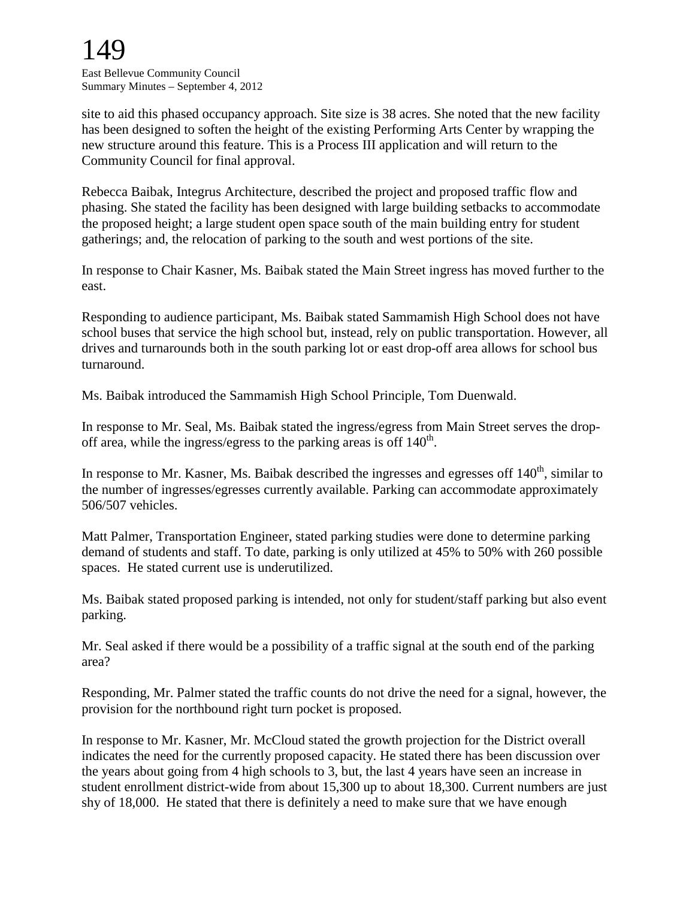site to aid this phased occupancy approach. Site size is 38 acres. She noted that the new facility has been designed to soften the height of the existing Performing Arts Center by wrapping the new structure around this feature. This is a Process III application and will return to the Community Council for final approval.

Rebecca Baibak, Integrus Architecture, described the project and proposed traffic flow and phasing. She stated the facility has been designed with large building setbacks to accommodate the proposed height; a large student open space south of the main building entry for student gatherings; and, the relocation of parking to the south and west portions of the site.

In response to Chair Kasner, Ms. Baibak stated the Main Street ingress has moved further to the east.

Responding to audience participant, Ms. Baibak stated Sammamish High School does not have school buses that service the high school but, instead, rely on public transportation. However, all drives and turnarounds both in the south parking lot or east drop-off area allows for school bus turnaround.

Ms. Baibak introduced the Sammamish High School Principle, Tom Duenwald.

In response to Mr. Seal, Ms. Baibak stated the ingress/egress from Main Street serves the drop-off area, while the ingress/egress to the parking areas is off 140th.

In response to Mr. Kasner, Ms. Baibak described the ingresses and egresses off 140th, similar to the number of ingresses/egresses currently available. Parking can accommodate approximately 506/507 vehicles.

Matt Palmer, Transportation Engineer, stated parking studies were done to determine parking demand of students and staff. To date, parking is only utilized at 45% to 50% with 260 possible spaces. He stated current use is underutilized.

Ms. Baibak stated proposed parking is intended, not only for student/staff parking but also event parking.

Mr. Seal asked if there would be a possibility of a traffic signal at the south end of the parking area?

Responding, Mr. Palmer stated the traffic counts do not drive the need for a signal, however, the provision for the northbound right turn pocket is proposed.

In response to Mr. Kasner, Mr. McCloud stated the growth projection for the District overall indicates the need for the currently proposed capacity. He stated there has been discussion over the years about going from 4 high schools to 3, but, the last 4 years have seen an increase in student enrollment district-wide from about 15,300 up to about 18,300. Current numbers are just shy of 18,000. He stated that there is definitely a need to make sure that we have enough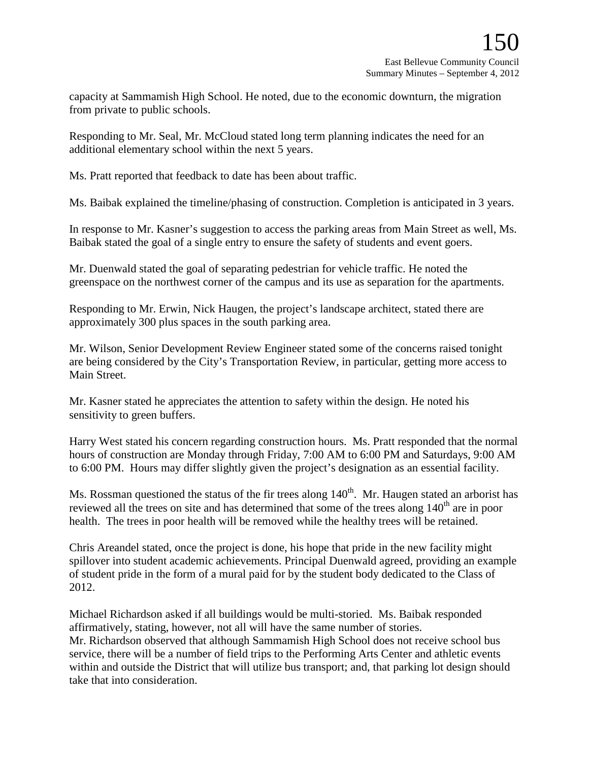capacity at Sammamish High School. He noted, due to the economic downturn, the migration from private to public schools.

Responding to Mr. Seal, Mr. McCloud stated long term planning indicates the need for an additional elementary school within the next 5 years.

Ms. Pratt reported that feedback to date has been about traffic.

Ms. Baibak explained the timeline/phasing of construction. Completion is anticipated in 3 years.

In response to Mr. Kasner's suggestion to access the parking areas from Main Street as well, Ms. Baibak stated the goal of a single entry to ensure the safety of students and event goers.

Mr. Duenwald stated the goal of separating pedestrian for vehicle traffic. He noted the greenspace on the northwest corner of the campus and its use as separation for the apartments.

Responding to Mr. Erwin, Nick Haugen, the project's landscape architect, stated there are approximately 300 plus spaces in the south parking area.

Mr. Wilson, Senior Development Review Engineer stated some of the concerns raised tonight are being considered by the City's Transportation Review, in particular, getting more access to Main Street.

Mr. Kasner stated he appreciates the attention to safety within the design. He noted his sensitivity to green buffers.

Harry West stated his concern regarding construction hours. Ms. Pratt responded that the normal hours of construction are Monday through Friday, 7:00 AM to 6:00 PM and Saturdays, 9:00 AM to 6:00 PM. Hours may differ slightly given the project's designation as an essential facility.

Ms. Rossman questioned the status of the fir trees along 140th. Mr. Haugen stated an arborist has reviewed all the trees on site and has determined that some of the trees along 140th are in poor health. The trees in poor health will be removed while the healthy trees will be retained.

Chris Areandel stated, once the project is done, his hope that pride in the new facility might spillover into student academic achievements. Principal Duenwald agreed, providing an example of student pride in the form of a mural paid for by the student body dedicated to the Class of 2012.

Michael Richardson asked if all buildings would be multi-storied. Ms. Baibak responded affirmatively, stating, however, not all will have the same number of stories.
Mr. Richardson observed that although Sammamish High School does not receive school bus service, there will be a number of field trips to the Performing Arts Center and athletic events within and outside the District that will utilize bus transport; and, that parking lot design should take that into consideration.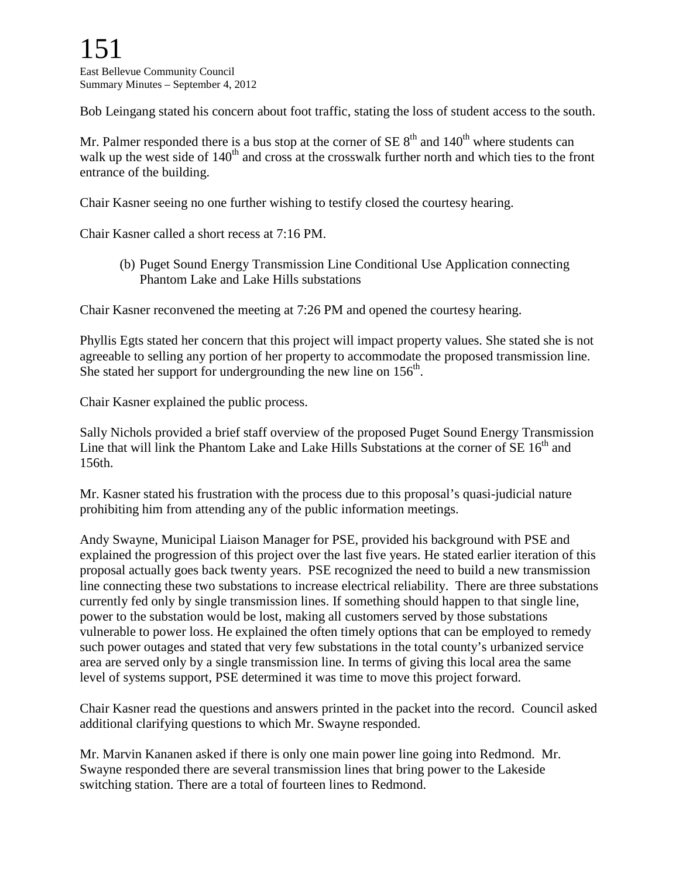Bob Leingang stated his concern about foot traffic, stating the loss of student access to the south.

Mr. Palmer responded there is a bus stop at the corner of SE 8th and 140th where students can walk up the west side of 140th and cross at the crosswalk further north and which ties to the front entrance of the building.

Chair Kasner seeing no one further wishing to testify closed the courtesy hearing.

Chair Kasner called a short recess at 7:16 PM.

(b) Puget Sound Energy Transmission Line Conditional Use Application connecting Phantom Lake and Lake Hills substations

Chair Kasner reconvened the meeting at 7:26 PM and opened the courtesy hearing.

Phyllis Egts stated her concern that this project will impact property values. She stated she is not agreeable to selling any portion of her property to accommodate the proposed transmission line. She stated her support for undergrounding the new line on 156th.

Chair Kasner explained the public process.

Sally Nichols provided a brief staff overview of the proposed Puget Sound Energy Transmission Line that will link the Phantom Lake and Lake Hills Substations at the corner of SE 16th and 156th.

Mr. Kasner stated his frustration with the process due to this proposal's quasi-judicial nature prohibiting him from attending any of the public information meetings.

Andy Swayne, Municipal Liaison Manager for PSE, provided his background with PSE and explained the progression of this project over the last five years. He stated earlier iteration of this proposal actually goes back twenty years. PSE recognized the need to build a new transmission line connecting these two substations to increase electrical reliability. There are three substations currently fed only by single transmission lines. If something should happen to that single line, power to the substation would be lost, making all customers served by those substations vulnerable to power loss. He explained the often timely options that can be employed to remedy such power outages and stated that very few substations in the total county's urbanized service area are served only by a single transmission line. In terms of giving this local area the same level of systems support, PSE determined it was time to move this project forward.

Chair Kasner read the questions and answers printed in the packet into the record. Council asked additional clarifying questions to which Mr. Swayne responded.

Mr. Marvin Kananen asked if there is only one main power line going into Redmond. Mr. Swayne responded there are several transmission lines that bring power to the Lakeside switching station. There are a total of fourteen lines to Redmond.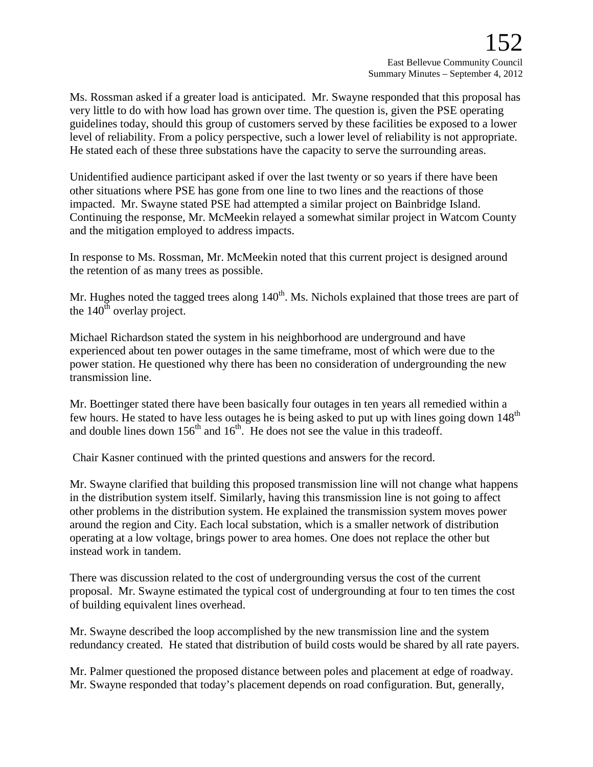Ms. Rossman asked if a greater load is anticipated. Mr. Swayne responded that this proposal has very little to do with how load has grown over time. The question is, given the PSE operating guidelines today, should this group of customers served by these facilities be exposed to a lower level of reliability. From a policy perspective, such a lower level of reliability is not appropriate. He stated each of these three substations have the capacity to serve the surrounding areas.

Unidentified audience participant asked if over the last twenty or so years if there have been other situations where PSE has gone from one line to two lines and the reactions of those impacted. Mr. Swayne stated PSE had attempted a similar project on Bainbridge Island. Continuing the response, Mr. McMeekin relayed a somewhat similar project in Watcom County and the mitigation employed to address impacts.

In response to Ms. Rossman, Mr. McMeekin noted that this current project is designed around the retention of as many trees as possible.

Mr. Hughes noted the tagged trees along 140th. Ms. Nichols explained that those trees are part of the 140th overlay project.

Michael Richardson stated the system in his neighborhood are underground and have experienced about ten power outages in the same timeframe, most of which were due to the power station. He questioned why there has been no consideration of undergrounding the new transmission line.

Mr. Boettinger stated there have been basically four outages in ten years all remedied within a few hours. He stated to have less outages he is being asked to put up with lines going down 148th and double lines down 156th and 16th. He does not see the value in this tradeoff.

Chair Kasner continued with the printed questions and answers for the record.

Mr. Swayne clarified that building this proposed transmission line will not change what happens in the distribution system itself. Similarly, having this transmission line is not going to affect other problems in the distribution system. He explained the transmission system moves power around the region and City. Each local substation, which is a smaller network of distribution operating at a low voltage, brings power to area homes. One does not replace the other but instead work in tandem.

There was discussion related to the cost of undergrounding versus the cost of the current proposal. Mr. Swayne estimated the typical cost of undergrounding at four to ten times the cost of building equivalent lines overhead.

Mr. Swayne described the loop accomplished by the new transmission line and the system redundancy created. He stated that distribution of build costs would be shared by all rate payers.

Mr. Palmer questioned the proposed distance between poles and placement at edge of roadway. Mr. Swayne responded that today's placement depends on road configuration. But, generally,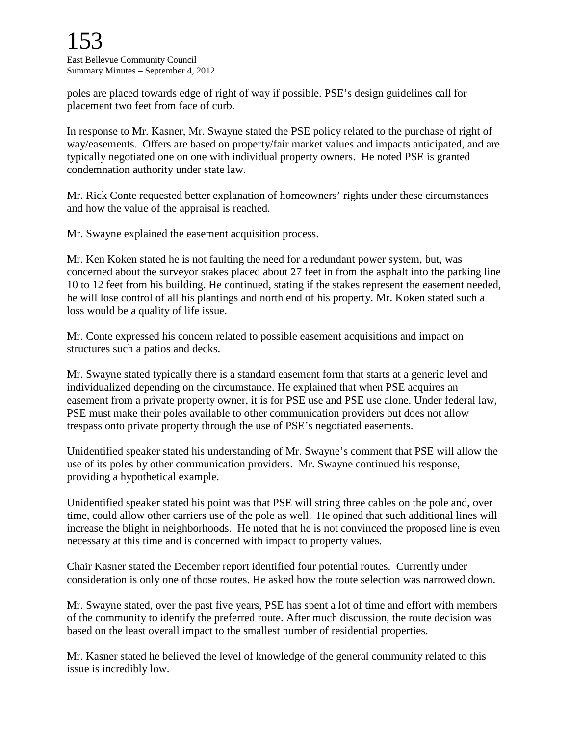poles are placed towards edge of right of way if possible. PSE's design guidelines call for placement two feet from face of curb.

In response to Mr. Kasner, Mr. Swayne stated the PSE policy related to the purchase of right of way/easements. Offers are based on property/fair market values and impacts anticipated, and are typically negotiated one on one with individual property owners. He noted PSE is granted condemnation authority under state law.

Mr. Rick Conte requested better explanation of homeowners' rights under these circumstances and how the value of the appraisal is reached.

Mr. Swayne explained the easement acquisition process.

Mr. Ken Koken stated he is not faulting the need for a redundant power system, but, was concerned about the surveyor stakes placed about 27 feet in from the asphalt into the parking line 10 to 12 feet from his building. He continued, stating if the stakes represent the easement needed, he will lose control of all his plantings and north end of his property. Mr. Koken stated such a loss would be a quality of life issue.

Mr. Conte expressed his concern related to possible easement acquisitions and impact on structures such a patios and decks.

Mr. Swayne stated typically there is a standard easement form that starts at a generic level and individualized depending on the circumstance. He explained that when PSE acquires an easement from a private property owner, it is for PSE use and PSE use alone. Under federal law, PSE must make their poles available to other communication providers but does not allow trespass onto private property through the use of PSE's negotiated easements.

Unidentified speaker stated his understanding of Mr. Swayne's comment that PSE will allow the use of its poles by other communication providers. Mr. Swayne continued his response, providing a hypothetical example.

Unidentified speaker stated his point was that PSE will string three cables on the pole and, over time, could allow other carriers use of the pole as well. He opined that such additional lines will increase the blight in neighborhoods. He noted that he is not convinced the proposed line is even necessary at this time and is concerned with impact to property values.

Chair Kasner stated the December report identified four potential routes. Currently under consideration is only one of those routes. He asked how the route selection was narrowed down.

Mr. Swayne stated, over the past five years, PSE has spent a lot of time and effort with members of the community to identify the preferred route. After much discussion, the route decision was based on the least overall impact to the smallest number of residential properties.

Mr. Kasner stated he believed the level of knowledge of the general community related to this issue is incredibly low.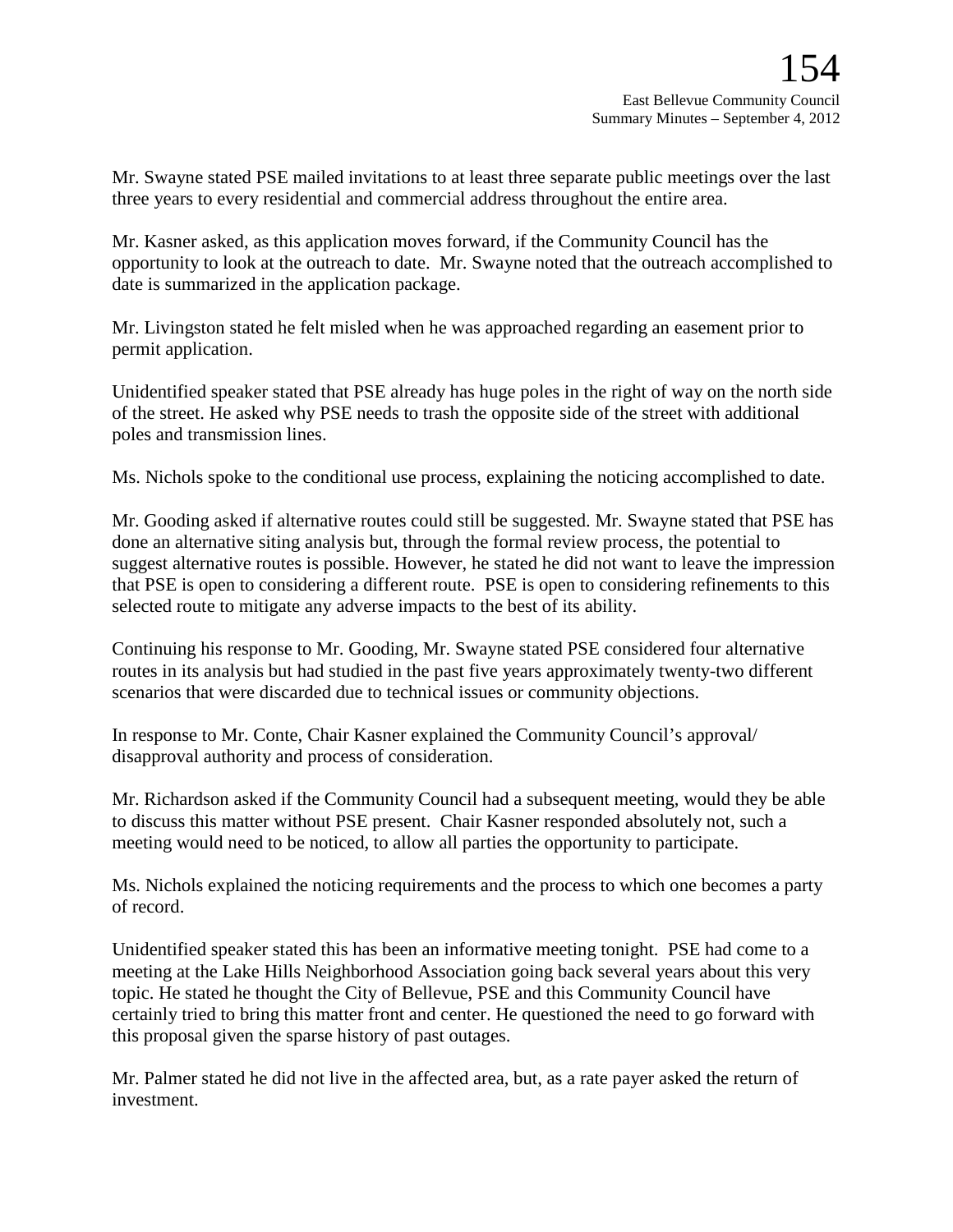Mr. Swayne stated PSE mailed invitations to at least three separate public meetings over the last three years to every residential and commercial address throughout the entire area.

Mr. Kasner asked, as this application moves forward, if the Community Council has the opportunity to look at the outreach to date. Mr. Swayne noted that the outreach accomplished to date is summarized in the application package.

Mr. Livingston stated he felt misled when he was approached regarding an easement prior to permit application.

Unidentified speaker stated that PSE already has huge poles in the right of way on the north side of the street. He asked why PSE needs to trash the opposite side of the street with additional poles and transmission lines.

Ms. Nichols spoke to the conditional use process, explaining the noticing accomplished to date.

Mr. Gooding asked if alternative routes could still be suggested. Mr. Swayne stated that PSE has done an alternative siting analysis but, through the formal review process, the potential to suggest alternative routes is possible. However, he stated he did not want to leave the impression that PSE is open to considering a different route. PSE is open to considering refinements to this selected route to mitigate any adverse impacts to the best of its ability.

Continuing his response to Mr. Gooding, Mr. Swayne stated PSE considered four alternative routes in its analysis but had studied in the past five years approximately twenty-two different scenarios that were discarded due to technical issues or community objections.

In response to Mr. Conte, Chair Kasner explained the Community Council's approval/ disapproval authority and process of consideration.

Mr. Richardson asked if the Community Council had a subsequent meeting, would they be able to discuss this matter without PSE present. Chair Kasner responded absolutely not, such a meeting would need to be noticed, to allow all parties the opportunity to participate.

Ms. Nichols explained the noticing requirements and the process to which one becomes a party of record.

Unidentified speaker stated this has been an informative meeting tonight. PSE had come to a meeting at the Lake Hills Neighborhood Association going back several years about this very topic. He stated he thought the City of Bellevue, PSE and this Community Council have certainly tried to bring this matter front and center. He questioned the need to go forward with this proposal given the sparse history of past outages.

Mr. Palmer stated he did not live in the affected area, but, as a rate payer asked the return of investment.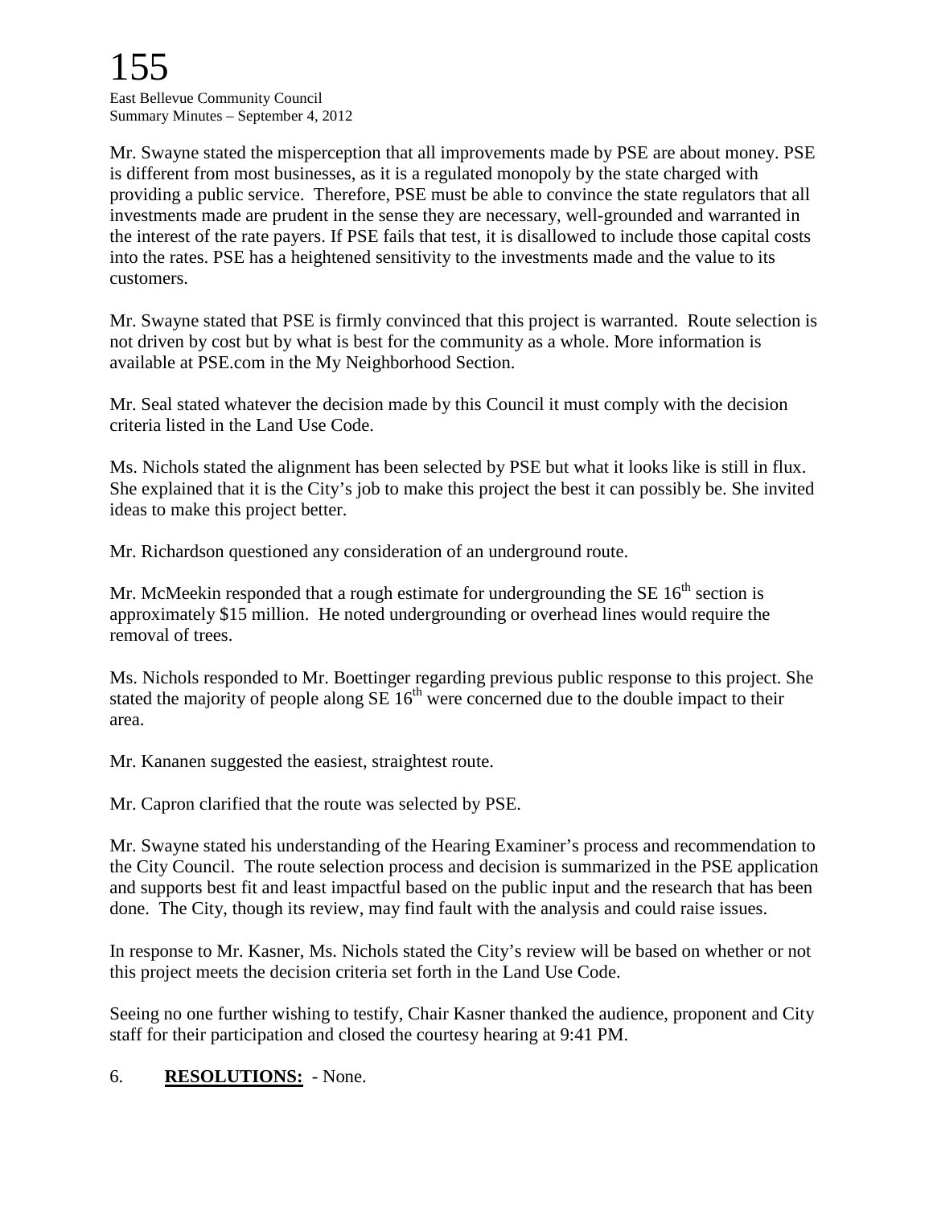Mr. Swayne stated the misperception that all improvements made by PSE are about money. PSE is different from most businesses, as it is a regulated monopoly by the state charged with providing a public service. Therefore, PSE must be able to convince the state regulators that all investments made are prudent in the sense they are necessary, well-grounded and warranted in the interest of the rate payers. If PSE fails that test, it is disallowed to include those capital costs into the rates. PSE has a heightened sensitivity to the investments made and the value to its customers.

Mr. Swayne stated that PSE is firmly convinced that this project is warranted. Route selection is not driven by cost but by what is best for the community as a whole. More information is available at PSE.com in the My Neighborhood Section.

Mr. Seal stated whatever the decision made by this Council it must comply with the decision criteria listed in the Land Use Code.

Ms. Nichols stated the alignment has been selected by PSE but what it looks like is still in flux. She explained that it is the City's job to make this project the best it can possibly be. She invited ideas to make this project better.

Mr. Richardson questioned any consideration of an underground route.

Mr. McMeekin responded that a rough estimate for undergrounding the SE 16th section is approximately $15 million. He noted undergrounding or overhead lines would require the removal of trees.

Ms. Nichols responded to Mr. Boettinger regarding previous public response to this project. She stated the majority of people along SE 16th were concerned due to the double impact to their area.

Mr. Kananen suggested the easiest, straightest route.

Mr. Capron clarified that the route was selected by PSE.

Mr. Swayne stated his understanding of the Hearing Examiner's process and recommendation to the City Council. The route selection process and decision is summarized in the PSE application and supports best fit and least impactful based on the public input and the research that has been done. The City, though its review, may find fault with the analysis and could raise issues.

In response to Mr. Kasner, Ms. Nichols stated the City's review will be based on whether or not this project meets the decision criteria set forth in the Land Use Code.

Seeing no one further wishing to testify, Chair Kasner thanked the audience, proponent and City staff for their participation and closed the courtesy hearing at 9:41 PM.

6. **RESOLUTIONS:** - None.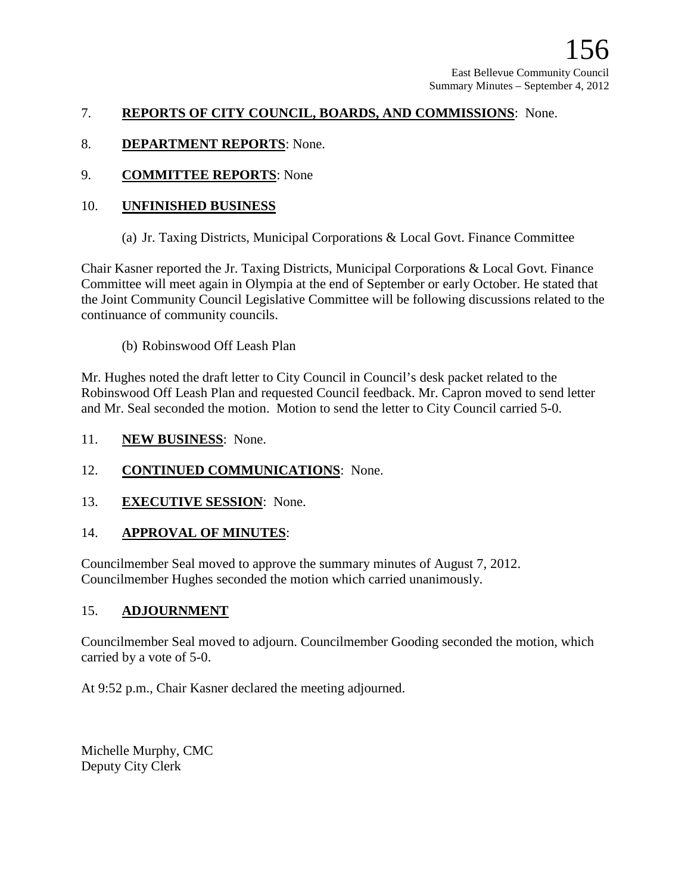7. **REPORTS OF CITY COUNCIL, BOARDS, AND COMMISSIONS**: None.

8. **DEPARTMENT REPORTS**: None.

9. **COMMITTEE REPORTS**: None

10. **UNFINISHED BUSINESS**

    (a) Jr. Taxing Districts, Municipal Corporations & Local Govt. Finance Committee

Chair Kasner reported the Jr. Taxing Districts, Municipal Corporations & Local Govt. Finance Committee will meet again in Olympia at the end of September or early October. He stated that the Joint Community Council Legislative Committee will be following discussions related to the continuance of community councils.

    (b) Robinswood Off Leash Plan

Mr. Hughes noted the draft letter to City Council in Council's desk packet related to the Robinswood Off Leash Plan and requested Council feedback. Mr. Capron moved to send letter and Mr. Seal seconded the motion. Motion to send the letter to City Council carried 5-0.

11. **NEW BUSINESS**: None.

12. **CONTINUED COMMUNICATIONS**: None.

13. **EXECUTIVE SESSION**: None.

14. **APPROVAL OF MINUTES**:

Councilmember Seal moved to approve the summary minutes of August 7, 2012. Councilmember Hughes seconded the motion which carried unanimously.

15. **ADJOURNMENT**

Councilmember Seal moved to adjourn. Councilmember Gooding seconded the motion, which carried by a vote of 5-0.

At 9:52 p.m., Chair Kasner declared the meeting adjourned.

Michelle Murphy, CMC
Deputy City Clerk